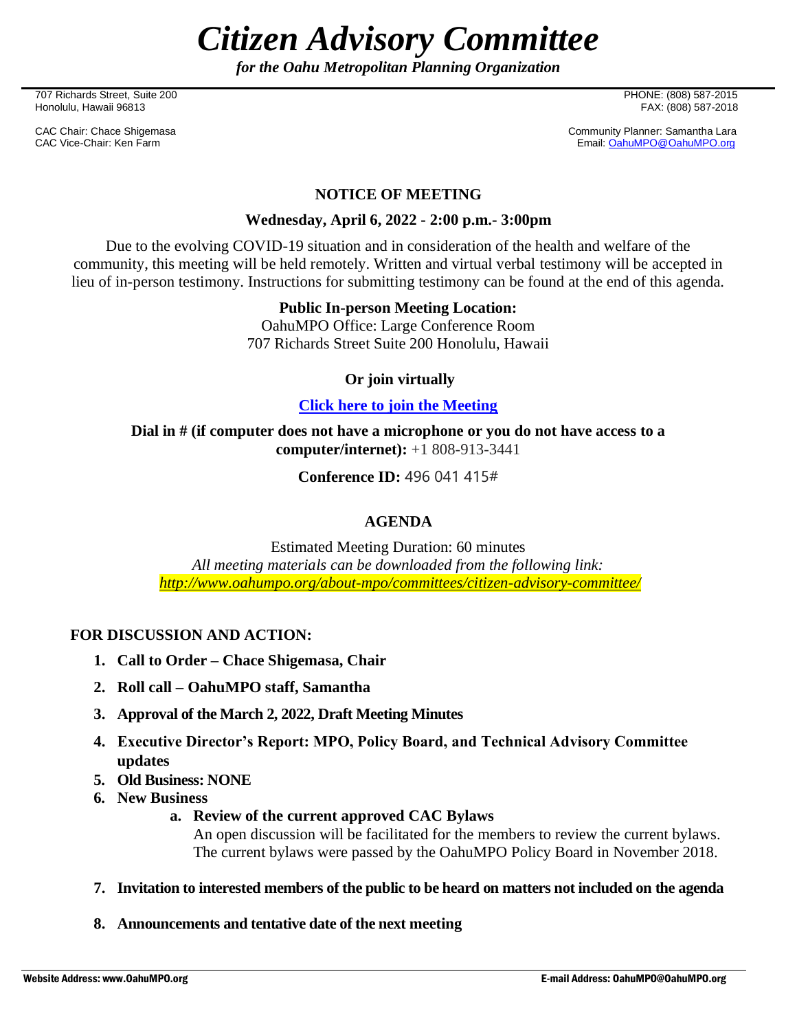# *Citizen Advisory Committee*

***for the Oahu Metropolitan Planning Organization***

707 Richards Street, Suite 200
Honolulu, Hawaii 96813

PHONE: (808) 587-2015
FAX: (808) 587-2018

CAC Chair: Chace Shigemasa
CAC Vice-Chair: Ken Farm

Community Planner: Samantha Lara
Email: OahuMPO@OahuMPO.org

## NOTICE OF MEETING

**Wednesday, April 6, 2022 - 2:00 p.m.- 3:00pm**

Due to the evolving COVID-19 situation and in consideration of the health and welfare of the community, this meeting will be held remotely. Written and virtual verbal testimony will be accepted in lieu of in-person testimony. Instructions for submitting testimony can be found at the end of this agenda.

**Public In-person Meeting Location:**
OahuMPO Office: Large Conference Room
707 Richards Street Suite 200 Honolulu, Hawaii

**Or join virtually**

**Click here to join the Meeting**

**Dial in # (if computer does not have a microphone or you do not have access to a computer/internet):** +1 808-913-3441

**Conference ID:** 496 041 415#

## AGENDA

Estimated Meeting Duration: 60 minutes
*All meeting materials can be downloaded from the following link:*
*http://www.oahumpo.org/about-mpo/committees/citizen-advisory-committee/*

**FOR DISCUSSION AND ACTION:**

1. **Call to Order – Chace Shigemasa, Chair**
2. **Roll call – OahuMPO staff, Samantha**
3. **Approval of the March 2, 2022, Draft Meeting Minutes**
4. **Executive Director's Report: MPO, Policy Board, and Technical Advisory Committee updates**
5. **Old Business: NONE**
6. **New Business**
    a. **Review of the current approved CAC Bylaws**
       An open discussion will be facilitated for the members to review the current bylaws. The current bylaws were passed by the OahuMPO Policy Board in November 2018.
7. **Invitation to interested members of the public to be heard on matters not included on the agenda**
8. **Announcements and tentative date of the next meeting**

Website Address: www.OahuMPO.org E-mail Address: OahuMPO@OahuMPO.org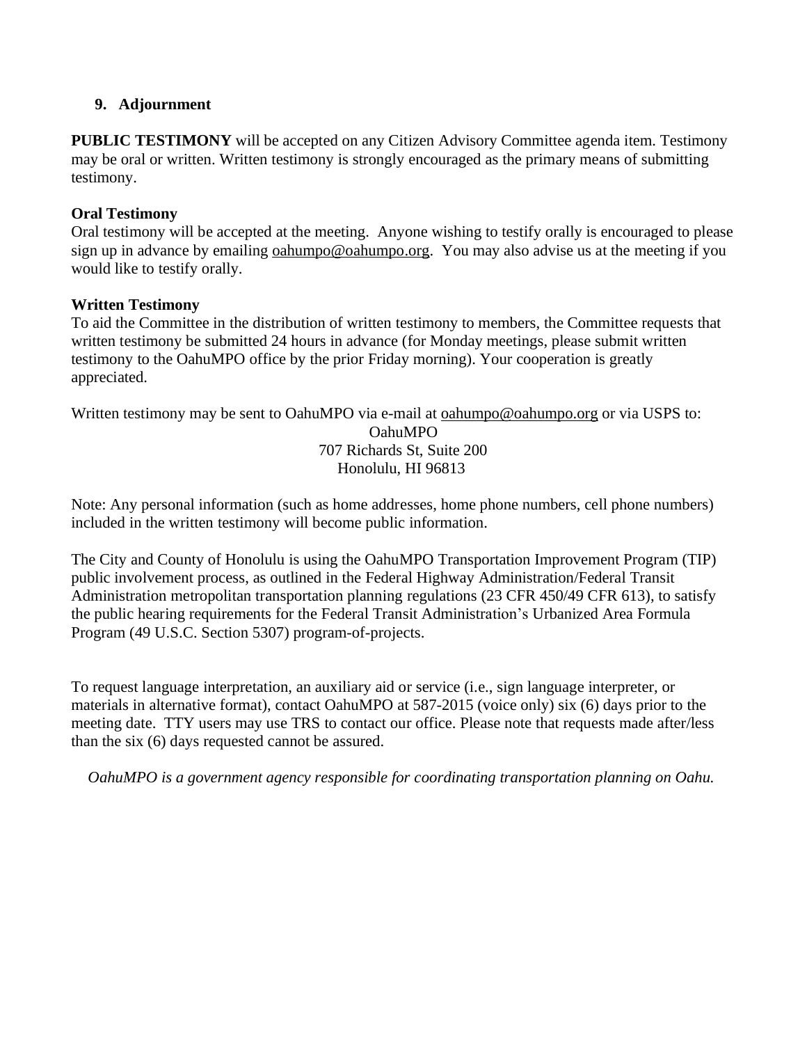9. **Adjournment**

**PUBLIC TESTIMONY** will be accepted on any Citizen Advisory Committee agenda item. Testimony may be oral or written. Written testimony is strongly encouraged as the primary means of submitting testimony.

**Oral Testimony**

Oral testimony will be accepted at the meeting. Anyone wishing to testify orally is encouraged to please sign up in advance by emailing oahumpo@oahumpo.org. You may also advise us at the meeting if you would like to testify orally.

**Written Testimony**

To aid the Committee in the distribution of written testimony to members, the Committee requests that written testimony be submitted 24 hours in advance (for Monday meetings, please submit written testimony to the OahuMPO office by the prior Friday morning). Your cooperation is greatly appreciated.

Written testimony may be sent to OahuMPO via e-mail at oahumpo@oahumpo.org or via USPS to:

OahuMPO
707 Richards St, Suite 200
Honolulu, HI 96813

Note: Any personal information (such as home addresses, home phone numbers, cell phone numbers) included in the written testimony will become public information.

The City and County of Honolulu is using the OahuMPO Transportation Improvement Program (TIP) public involvement process, as outlined in the Federal Highway Administration/Federal Transit Administration metropolitan transportation planning regulations (23 CFR 450/49 CFR 613), to satisfy the public hearing requirements for the Federal Transit Administration's Urbanized Area Formula Program (49 U.S.C. Section 5307) program-of-projects.

To request language interpretation, an auxiliary aid or service (i.e., sign language interpreter, or materials in alternative format), contact OahuMPO at 587-2015 (voice only) six (6) days prior to the meeting date. TTY users may use TRS to contact our office. Please note that requests made after/less than the six (6) days requested cannot be assured.

*OahuMPO is a government agency responsible for coordinating transportation planning on Oahu.*